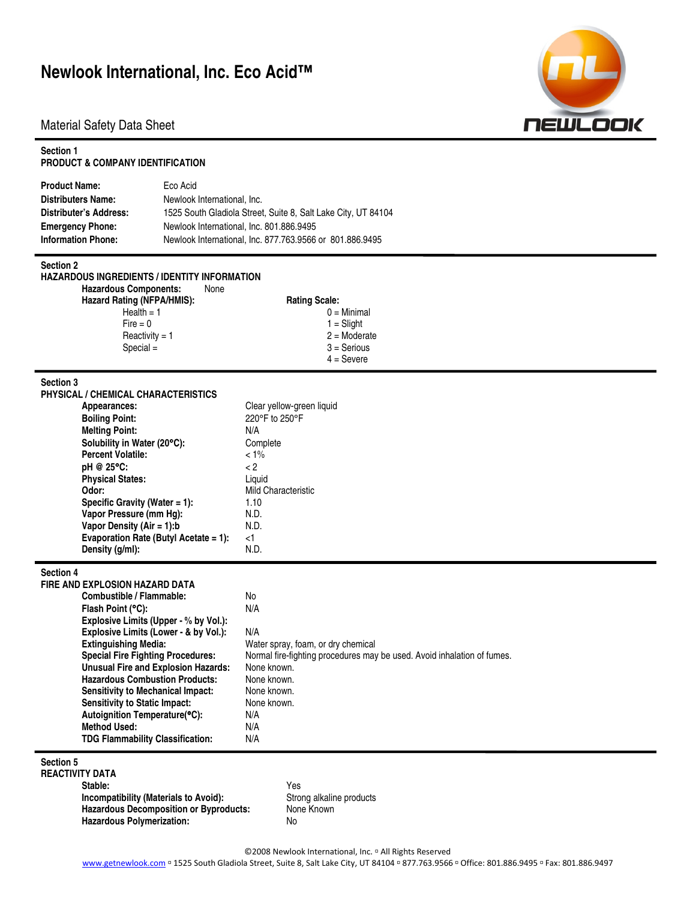# Newlook International, Inc. Eco Acid™

Material Safety Data Sheet

## Section 1
## PRODUCT & COMPANY IDENTIFICATION

| | |
|---|---|
| **Product Name:** | Eco Acid |
| **Distributers Name:** | Newlook International, Inc. |
| **Distributer's Address:** | 1525 South Gladiola Street, Suite 8, Salt Lake City, UT 84104 |
| **Emergency Phone:** | Newlook International, Inc. 801.886.9495 |
| **Information Phone:** | Newlook International, Inc. 877.763.9566 or 801.886.9495 |

## Section 2
## HAZARDOUS INGREDIENTS / IDENTITY INFORMATION

**Hazardous Components:** None

**Hazard Rating (NFPA/HMIS):**

- Health = 1
- Fire = 0
- Reactivity = 1
- Special =

**Rating Scale:**

- 0 = Minimal
- 1 = Slight
- 2 = Moderate
- 3 = Serious
- 4 = Severe

## Section 3
## PHYSICAL / CHEMICAL CHARACTERISTICS

| | |
|---|---|
| **Appearances:** | Clear yellow-green liquid |
| **Boiling Point:** | 220°F to 250°F |
| **Melting Point:** | N/A |
| **Solubility in Water (20°C):** | Complete |
| **Percent Volatile:** | < 1% |
| **pH @ 25°C:** | < 2 |
| **Physical States:** | Liquid |
| **Odor:** | Mild Characteristic |
| **Specific Gravity (Water = 1):** | 1.10 |
| **Vapor Pressure (mm Hg):** | N.D. |
| **Vapor Density (Air = 1):b** | N.D. |
| **Evaporation Rate (Butyl Acetate = 1):** | <1 |
| **Density (g/ml):** | N.D. |

## Section 4
## FIRE AND EXPLOSION HAZARD DATA

| | |
|---|---|
| **Combustible / Flammable:** | No |
| **Flash Point (°C):** | N/A |
| **Explosive Limits (Upper - % by Vol.):** | |
| **Explosive Limits (Lower - & by Vol.):** | N/A |
| **Extinguishing Media:** | Water spray, foam, or dry chemical |
| **Special Fire Fighting Procedures:** | Normal fire-fighting procedures may be used. Avoid inhalation of fumes. |
| **Unusual Fire and Explosion Hazards:** | None known. |
| **Hazardous Combustion Products:** | None known. |
| **Sensitivity to Mechanical Impact:** | None known. |
| **Sensitivity to Static Impact:** | None known. |
| **Autoignition Temperature(°C):** | N/A |
| **Method Used:** | N/A |
| **TDG Flammability Classification:** | N/A |

## Section 5
## REACTIVITY DATA

| | |
|---|---|
| **Stable:** | Yes |
| **Incompatibility (Materials to Avoid):** | Strong alkaline products |
| **Hazardous Decomposition or Byproducts:** | None Known |
| **Hazardous Polymerization:** | No |

©2008 Newlook International, Inc. ▫ All Rights Reserved

www.getnewlook.com ▫ 1525 South Gladiola Street, Suite 8, Salt Lake City, UT 84104 ▫ 877.763.9566 ▫ Office: 801.886.9495 ▫ Fax: 801.886.9497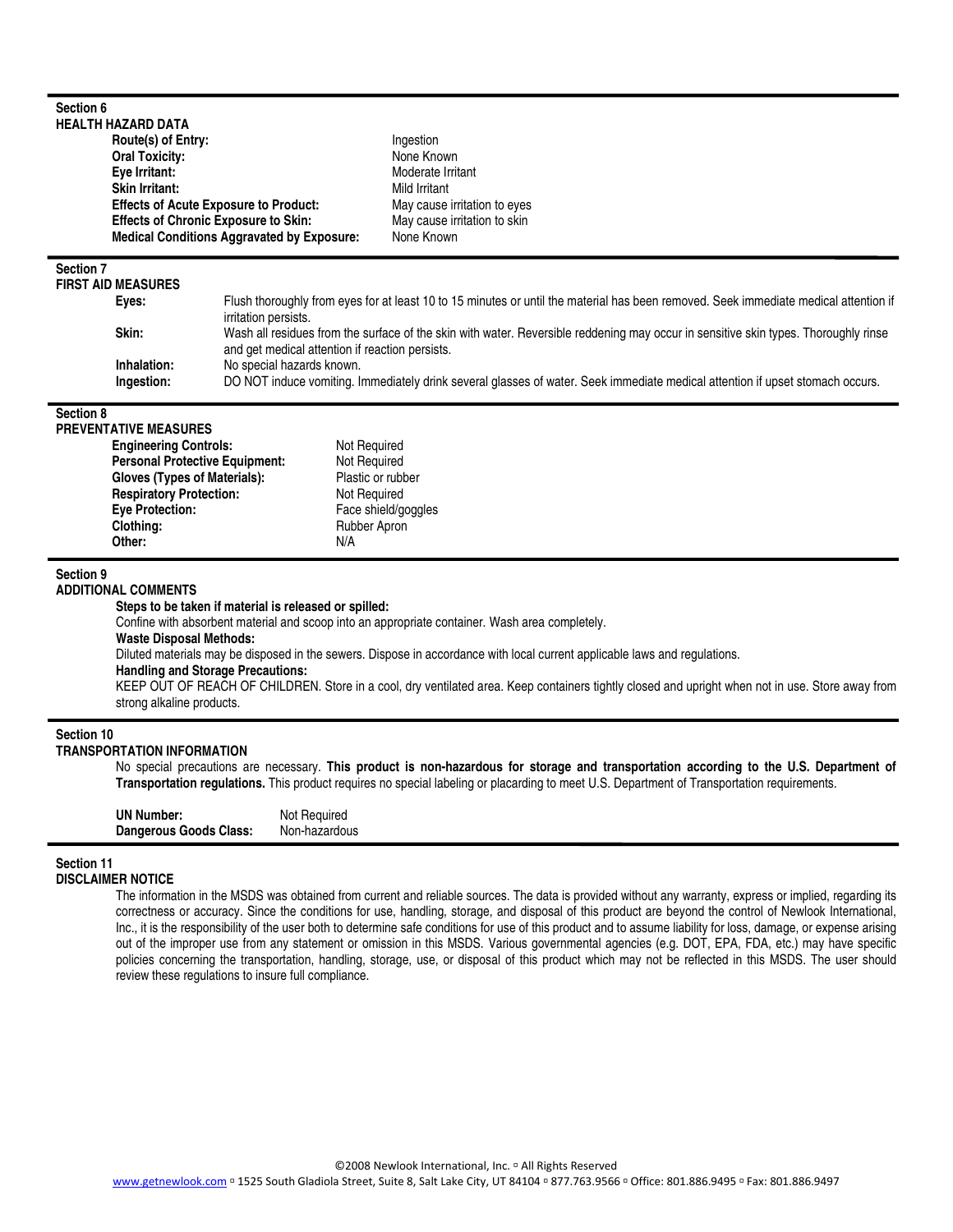## Section 6

### HEALTH HAZARD DATA

| | |
|---|---|
| **Route(s) of Entry:** | Ingestion |
| **Oral Toxicity:** | None Known |
| **Eye Irritant:** | Moderate Irritant |
| **Skin Irritant:** | Mild Irritant |
| **Effects of Acute Exposure to Product:** | May cause irritation to eyes |
| **Effects of Chronic Exposure to Skin:** | May cause irritation to skin |
| **Medical Conditions Aggravated by Exposure:** | None Known |

## Section 7

### FIRST AID MEASURES

| | |
|---|---|
| **Eyes:** | Flush thoroughly from eyes for at least 10 to 15 minutes or until the material has been removed. Seek immediate medical attention if irritation persists. |
| **Skin:** | Wash all residues from the surface of the skin with water. Reversible reddening may occur in sensitive skin types. Thoroughly rinse and get medical attention if reaction persists. |
| **Inhalation:** | No special hazards known. |
| **Ingestion:** | DO NOT induce vomiting. Immediately drink several glasses of water. Seek immediate medical attention if upset stomach occurs. |

## Section 8

### PREVENTATIVE MEASURES

| | |
|---|---|
| **Engineering Controls:** | Not Required |
| **Personal Protective Equipment:** | Not Required |
| **Gloves (Types of Materials):** | Plastic or rubber |
| **Respiratory Protection:** | Not Required |
| **Eye Protection:** | Face shield/goggles |
| **Clothing:** | Rubber Apron |
| **Other:** | N/A |

## Section 9

### ADDITIONAL COMMENTS

**Steps to be taken if material is released or spilled:**

Confine with absorbent material and scoop into an appropriate container. Wash area completely.

**Waste Disposal Methods:**

Diluted materials may be disposed in the sewers. Dispose in accordance with local current applicable laws and regulations.

**Handling and Storage Precautions:**

KEEP OUT OF REACH OF CHILDREN. Store in a cool, dry ventilated area. Keep containers tightly closed and upright when not in use. Store away from strong alkaline products.

## Section 10

### TRANSPORTATION INFORMATION

No special precautions are necessary. **This product is non-hazardous for storage and transportation according to the U.S. Department of Transportation regulations.** This product requires no special labeling or placarding to meet U.S. Department of Transportation requirements.

| | |
|---|---|
| **UN Number:** | Not Required |
| **Dangerous Goods Class:** | Non-hazardous |

## Section 11

### DISCLAIMER NOTICE

The information in the MSDS was obtained from current and reliable sources. The data is provided without any warranty, express or implied, regarding its correctness or accuracy. Since the conditions for use, handling, storage, and disposal of this product are beyond the control of Newlook International, Inc., it is the responsibility of the user both to determine safe conditions for use of this product and to assume liability for loss, damage, or expense arising out of the improper use from any statement or omission in this MSDS. Various governmental agencies (e.g. DOT, EPA, FDA, etc.) may have specific policies concerning the transportation, handling, storage, use, or disposal of this product which may not be reflected in this MSDS. The user should review these regulations to insure full compliance.